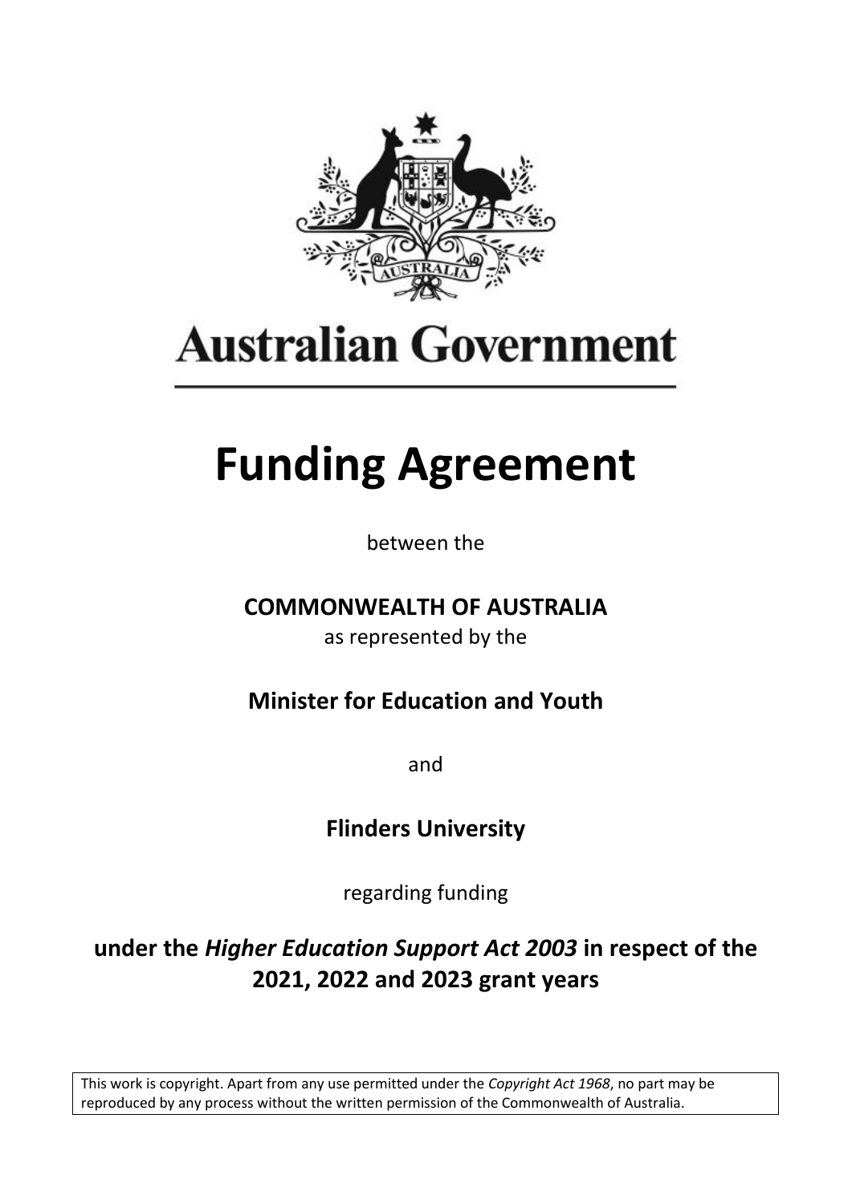Australian Government

# Funding Agreement

between the

**COMMONWEALTH OF AUSTRALIA**

as represented by the

**Minister for Education and Youth**

and

**Flinders University**

regarding funding

**under the *Higher Education Support Act 2003* in respect of the 2021, 2022 and 2023 grant years**

This work is copyright. Apart from any use permitted under the *Copyright Act 1968*, no part may be reproduced by any process without the written permission of the Commonwealth of Australia.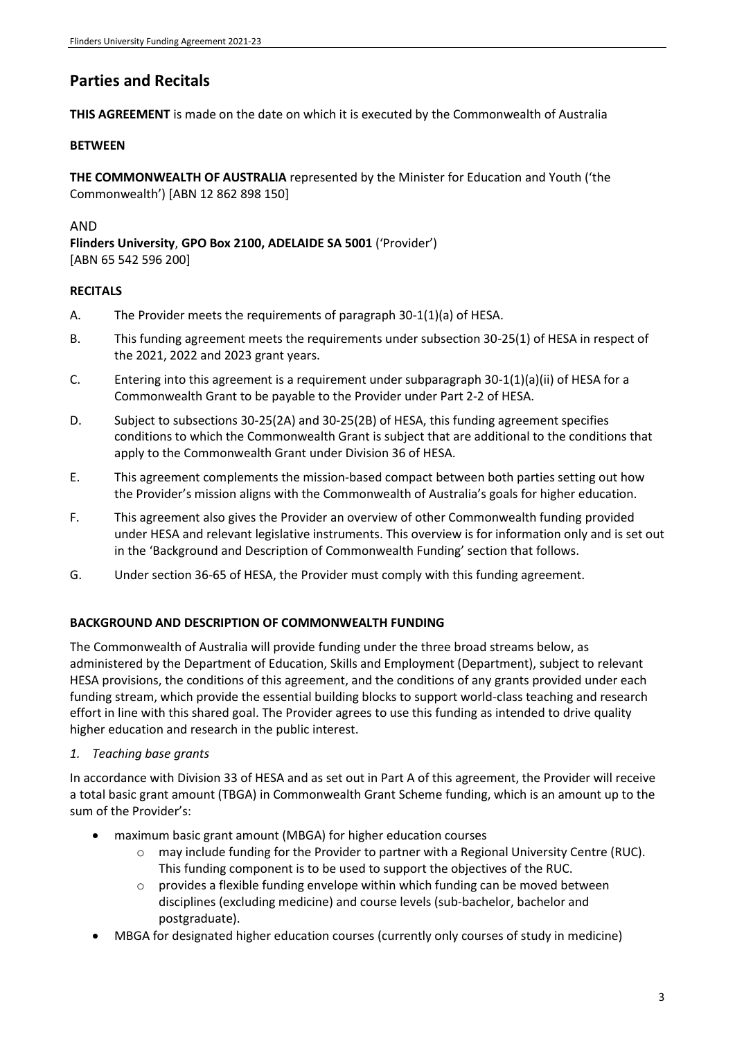## Parties and Recitals

**THIS AGREEMENT** is made on the date on which it is executed by the Commonwealth of Australia

**BETWEEN**

**THE COMMONWEALTH OF AUSTRALIA** represented by the Minister for Education and Youth ('the Commonwealth') [ABN 12 862 898 150]

AND

**Flinders University**, **GPO Box 2100, ADELAIDE SA 5001** ('Provider') [ABN 65 542 596 200]

**RECITALS**

A. The Provider meets the requirements of paragraph 30-1(1)(a) of HESA.

B. This funding agreement meets the requirements under subsection 30-25(1) of HESA in respect of the 2021, 2022 and 2023 grant years.

C. Entering into this agreement is a requirement under subparagraph 30-1(1)(a)(ii) of HESA for a Commonwealth Grant to be payable to the Provider under Part 2-2 of HESA.

D. Subject to subsections 30-25(2A) and 30-25(2B) of HESA, this funding agreement specifies conditions to which the Commonwealth Grant is subject that are additional to the conditions that apply to the Commonwealth Grant under Division 36 of HESA.

E. This agreement complements the mission-based compact between both parties setting out how the Provider's mission aligns with the Commonwealth of Australia's goals for higher education.

F. This agreement also gives the Provider an overview of other Commonwealth funding provided under HESA and relevant legislative instruments. This overview is for information only and is set out in the 'Background and Description of Commonwealth Funding' section that follows.

G. Under section 36-65 of HESA, the Provider must comply with this funding agreement.

**BACKGROUND AND DESCRIPTION OF COMMONWEALTH FUNDING**

The Commonwealth of Australia will provide funding under the three broad streams below, as administered by the Department of Education, Skills and Employment (Department), subject to relevant HESA provisions, the conditions of this agreement, and the conditions of any grants provided under each funding stream, which provide the essential building blocks to support world-class teaching and research effort in line with this shared goal. The Provider agrees to use this funding as intended to drive quality higher education and research in the public interest.

*1. Teaching base grants*

In accordance with Division 33 of HESA and as set out in Part A of this agreement, the Provider will receive a total basic grant amount (TBGA) in Commonwealth Grant Scheme funding, which is an amount up to the sum of the Provider's:

- maximum basic grant amount (MBGA) for higher education courses
  - may include funding for the Provider to partner with a Regional University Centre (RUC). This funding component is to be used to support the objectives of the RUC.
  - provides a flexible funding envelope within which funding can be moved between disciplines (excluding medicine) and course levels (sub-bachelor, bachelor and postgraduate).
- MBGA for designated higher education courses (currently only courses of study in medicine)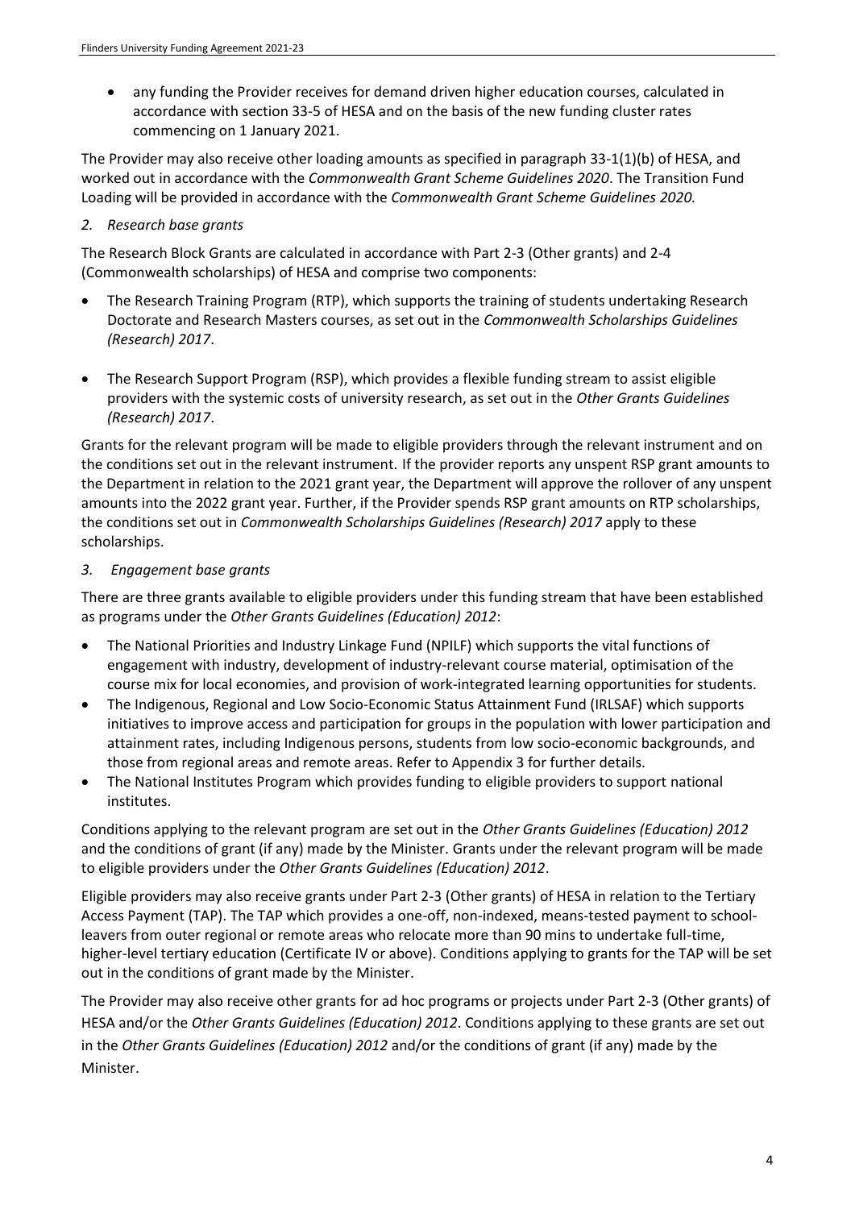- any funding the Provider receives for demand driven higher education courses, calculated in accordance with section 33-5 of HESA and on the basis of the new funding cluster rates commencing on 1 January 2021.

The Provider may also receive other loading amounts as specified in paragraph 33-1(1)(b) of HESA, and worked out in accordance with the *Commonwealth Grant Scheme Guidelines 2020*. The Transition Fund Loading will be provided in accordance with the *Commonwealth Grant Scheme Guidelines 2020.*

*2. Research base grants*

The Research Block Grants are calculated in accordance with Part 2-3 (Other grants) and 2-4 (Commonwealth scholarships) of HESA and comprise two components:

- The Research Training Program (RTP), which supports the training of students undertaking Research Doctorate and Research Masters courses, as set out in the *Commonwealth Scholarships Guidelines (Research) 2017*.
- The Research Support Program (RSP), which provides a flexible funding stream to assist eligible providers with the systemic costs of university research, as set out in the *Other Grants Guidelines (Research) 2017*.

Grants for the relevant program will be made to eligible providers through the relevant instrument and on the conditions set out in the relevant instrument. If the provider reports any unspent RSP grant amounts to the Department in relation to the 2021 grant year, the Department will approve the rollover of any unspent amounts into the 2022 grant year. Further, if the Provider spends RSP grant amounts on RTP scholarships, the conditions set out in *Commonwealth Scholarships Guidelines (Research) 2017* apply to these scholarships.

*3. Engagement base grants*

There are three grants available to eligible providers under this funding stream that have been established as programs under the *Other Grants Guidelines (Education) 2012*:

- The National Priorities and Industry Linkage Fund (NPILF) which supports the vital functions of engagement with industry, development of industry-relevant course material, optimisation of the course mix for local economies, and provision of work-integrated learning opportunities for students.
- The Indigenous, Regional and Low Socio-Economic Status Attainment Fund (IRLSAF) which supports initiatives to improve access and participation for groups in the population with lower participation and attainment rates, including Indigenous persons, students from low socio-economic backgrounds, and those from regional areas and remote areas. Refer to Appendix 3 for further details.
- The National Institutes Program which provides funding to eligible providers to support national institutes.

Conditions applying to the relevant program are set out in the *Other Grants Guidelines (Education) 2012* and the conditions of grant (if any) made by the Minister. Grants under the relevant program will be made to eligible providers under the *Other Grants Guidelines (Education) 2012*.

Eligible providers may also receive grants under Part 2-3 (Other grants) of HESA in relation to the Tertiary Access Payment (TAP). The TAP which provides a one-off, non-indexed, means-tested payment to school-leavers from outer regional or remote areas who relocate more than 90 mins to undertake full-time, higher-level tertiary education (Certificate IV or above). Conditions applying to grants for the TAP will be set out in the conditions of grant made by the Minister.

The Provider may also receive other grants for ad hoc programs or projects under Part 2-3 (Other grants) of HESA and/or the *Other Grants Guidelines (Education) 2012*. Conditions applying to these grants are set out in the *Other Grants Guidelines (Education) 2012* and/or the conditions of grant (if any) made by the Minister.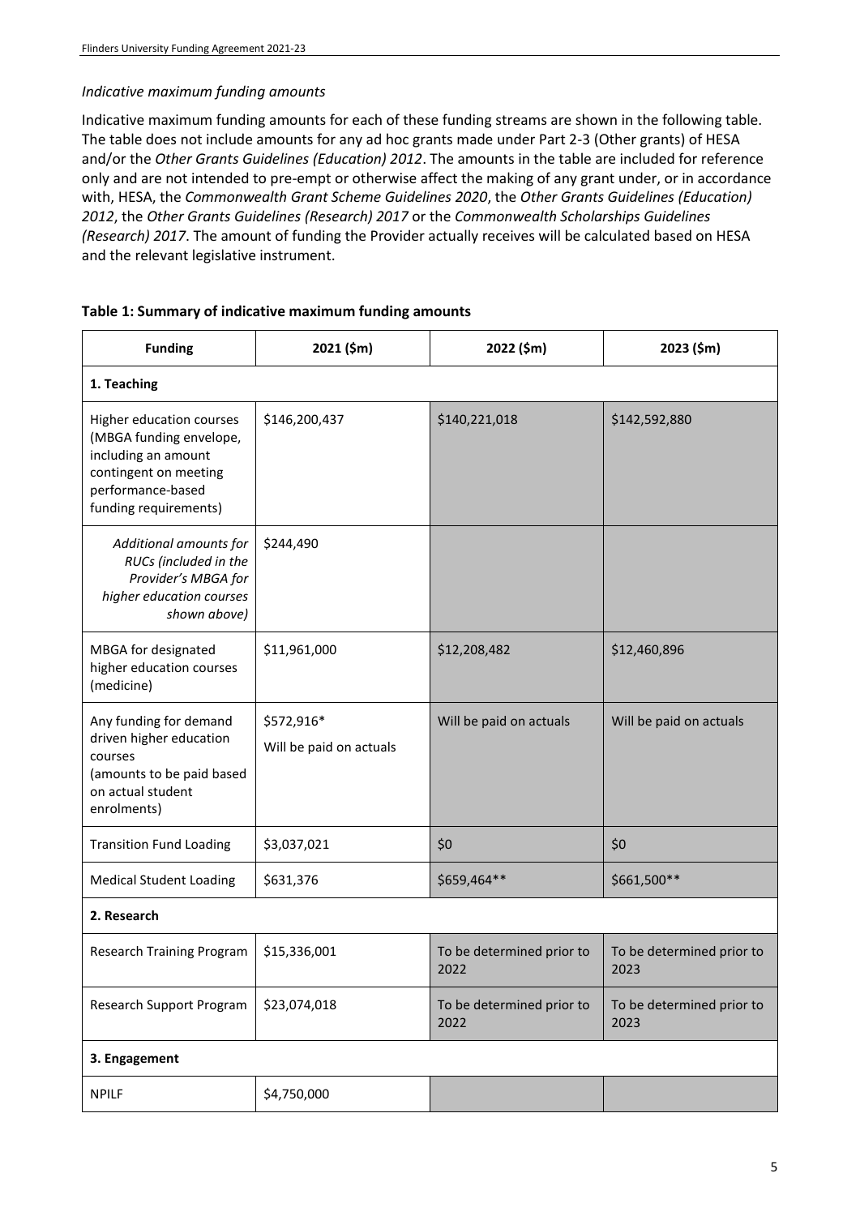*Indicative maximum funding amounts*

Indicative maximum funding amounts for each of these funding streams are shown in the following table. The table does not include amounts for any ad hoc grants made under Part 2-3 (Other grants) of HESA and/or the *Other Grants Guidelines (Education) 2012*. The amounts in the table are included for reference only and are not intended to pre-empt or otherwise affect the making of any grant under, or in accordance with, HESA, the *Commonwealth Grant Scheme Guidelines 2020*, the *Other Grants Guidelines (Education) 2012*, the *Other Grants Guidelines (Research) 2017* or the *Commonwealth Scholarships Guidelines (Research) 2017*. The amount of funding the Provider actually receives will be calculated based on HESA and the relevant legislative instrument.

**Table 1: Summary of indicative maximum funding amounts**

| Funding | 2021 ($m) | 2022 ($m) | 2023 ($m) |
|---|---|---|---|
| **1. Teaching** | | | |
| Higher education courses (MBGA funding envelope, including an amount contingent on meeting performance-based funding requirements) | $146,200,437 | $140,221,018 | $142,592,880 |
| *Additional amounts for RUCs (included in the Provider's MBGA for higher education courses shown above)* | $244,490 | | |
| MBGA for designated higher education courses (medicine) | $11,961,000 | $12,208,482 | $12,460,896 |
| Any funding for demand driven higher education courses (amounts to be paid based on actual student enrolments) | $572,916* Will be paid on actuals | Will be paid on actuals | Will be paid on actuals |
| Transition Fund Loading | $3,037,021 | $0 | $0 |
| Medical Student Loading | $631,376 | $659,464** | $661,500** |
| **2. Research** | | | |
| Research Training Program | $15,336,001 | To be determined prior to 2022 | To be determined prior to 2023 |
| Research Support Program | $23,074,018 | To be determined prior to 2022 | To be determined prior to 2023 |
| **3. Engagement** | | | |
| NPILF | $4,750,000 | | |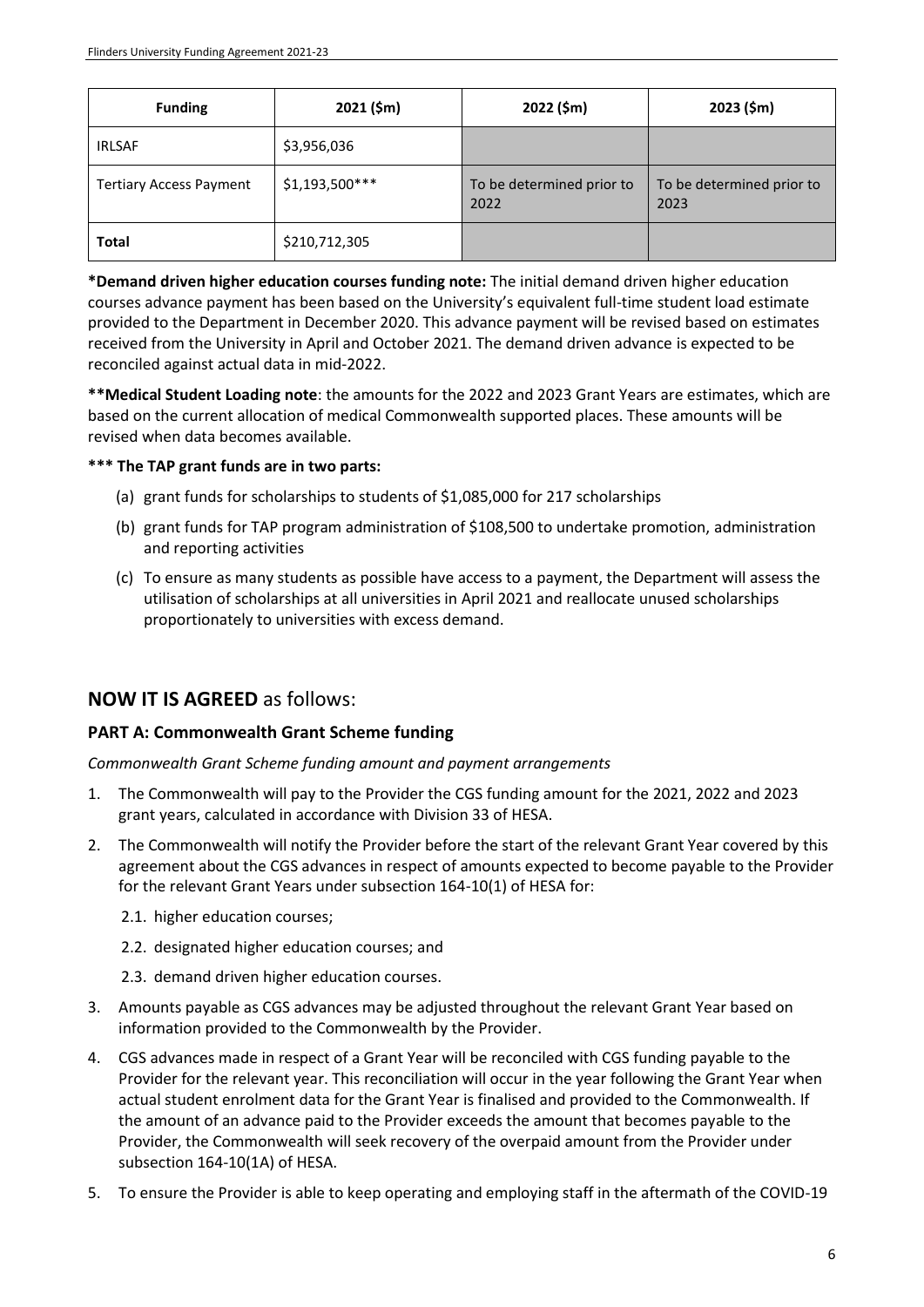| Funding | 2021 ($m) | 2022 ($m) | 2023 ($m) |
|---|---|---|---|
| IRLSAF | $3,956,036 | | |
| Tertiary Access Payment | $1,193,500*** | To be determined prior to 2022 | To be determined prior to 2023 |
| **Total** | $210,712,305 | | |

**\*Demand driven higher education courses funding note:** The initial demand driven higher education courses advance payment has been based on the University's equivalent full-time student load estimate provided to the Department in December 2020. This advance payment will be revised based on estimates received from the University in April and October 2021. The demand driven advance is expected to be reconciled against actual data in mid-2022.

**\*\*Medical Student Loading note**: the amounts for the 2022 and 2023 Grant Years are estimates, which are based on the current allocation of medical Commonwealth supported places. These amounts will be revised when data becomes available.

**\*\*\* The TAP grant funds are in two parts:**

(a) grant funds for scholarships to students of $1,085,000 for 217 scholarships

(b) grant funds for TAP program administration of $108,500 to undertake promotion, administration and reporting activities

(c) To ensure as many students as possible have access to a payment, the Department will assess the utilisation of scholarships at all universities in April 2021 and reallocate unused scholarships proportionately to universities with excess demand.

## **NOW IT IS AGREED** as follows:

### PART A: Commonwealth Grant Scheme funding

*Commonwealth Grant Scheme funding amount and payment arrangements*

1. The Commonwealth will pay to the Provider the CGS funding amount for the 2021, 2022 and 2023 grant years, calculated in accordance with Division 33 of HESA.
2. The Commonwealth will notify the Provider before the start of the relevant Grant Year covered by this agreement about the CGS advances in respect of amounts expected to become payable to the Provider for the relevant Grant Years under subsection 164-10(1) of HESA for:
   2.1. higher education courses;
   2.2. designated higher education courses; and
   2.3. demand driven higher education courses.
3. Amounts payable as CGS advances may be adjusted throughout the relevant Grant Year based on information provided to the Commonwealth by the Provider.
4. CGS advances made in respect of a Grant Year will be reconciled with CGS funding payable to the Provider for the relevant year. This reconciliation will occur in the year following the Grant Year when actual student enrolment data for the Grant Year is finalised and provided to the Commonwealth. If the amount of an advance paid to the Provider exceeds the amount that becomes payable to the Provider, the Commonwealth will seek recovery of the overpaid amount from the Provider under subsection 164-10(1A) of HESA.
5. To ensure the Provider is able to keep operating and employing staff in the aftermath of the COVID-19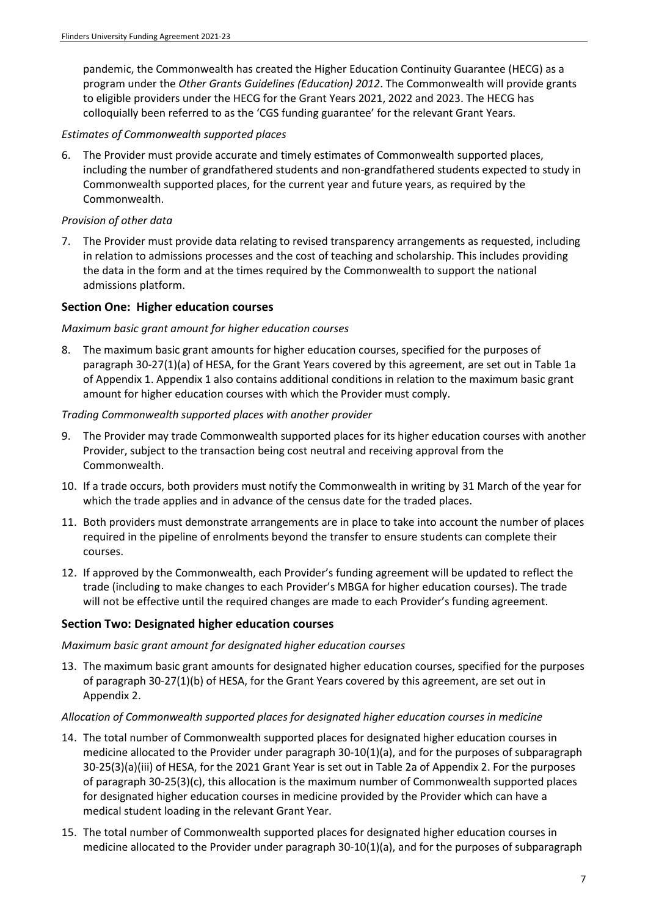pandemic, the Commonwealth has created the Higher Education Continuity Guarantee (HECG) as a program under the *Other Grants Guidelines (Education) 2012*. The Commonwealth will provide grants to eligible providers under the HECG for the Grant Years 2021, 2022 and 2023. The HECG has colloquially been referred to as the 'CGS funding guarantee' for the relevant Grant Years.

*Estimates of Commonwealth supported places*

6. The Provider must provide accurate and timely estimates of Commonwealth supported places, including the number of grandfathered students and non-grandfathered students expected to study in Commonwealth supported places, for the current year and future years, as required by the Commonwealth.

*Provision of other data*

7. The Provider must provide data relating to revised transparency arrangements as requested, including in relation to admissions processes and the cost of teaching and scholarship. This includes providing the data in the form and at the times required by the Commonwealth to support the national admissions platform.

## Section One: Higher education courses

*Maximum basic grant amount for higher education courses*

8. The maximum basic grant amounts for higher education courses, specified for the purposes of paragraph 30-27(1)(a) of HESA, for the Grant Years covered by this agreement, are set out in Table 1a of Appendix 1. Appendix 1 also contains additional conditions in relation to the maximum basic grant amount for higher education courses with which the Provider must comply.

*Trading Commonwealth supported places with another provider*

9. The Provider may trade Commonwealth supported places for its higher education courses with another Provider, subject to the transaction being cost neutral and receiving approval from the Commonwealth.
10. If a trade occurs, both providers must notify the Commonwealth in writing by 31 March of the year for which the trade applies and in advance of the census date for the traded places.
11. Both providers must demonstrate arrangements are in place to take into account the number of places required in the pipeline of enrolments beyond the transfer to ensure students can complete their courses.
12. If approved by the Commonwealth, each Provider's funding agreement will be updated to reflect the trade (including to make changes to each Provider's MBGA for higher education courses). The trade will not be effective until the required changes are made to each Provider's funding agreement.

## Section Two: Designated higher education courses

*Maximum basic grant amount for designated higher education courses*

13. The maximum basic grant amounts for designated higher education courses, specified for the purposes of paragraph 30-27(1)(b) of HESA, for the Grant Years covered by this agreement, are set out in Appendix 2.

*Allocation of Commonwealth supported places for designated higher education courses in medicine*

14. The total number of Commonwealth supported places for designated higher education courses in medicine allocated to the Provider under paragraph 30-10(1)(a), and for the purposes of subparagraph 30-25(3)(a)(iii) of HESA, for the 2021 Grant Year is set out in Table 2a of Appendix 2. For the purposes of paragraph 30-25(3)(c), this allocation is the maximum number of Commonwealth supported places for designated higher education courses in medicine provided by the Provider which can have a medical student loading in the relevant Grant Year.
15. The total number of Commonwealth supported places for designated higher education courses in medicine allocated to the Provider under paragraph 30-10(1)(a), and for the purposes of subparagraph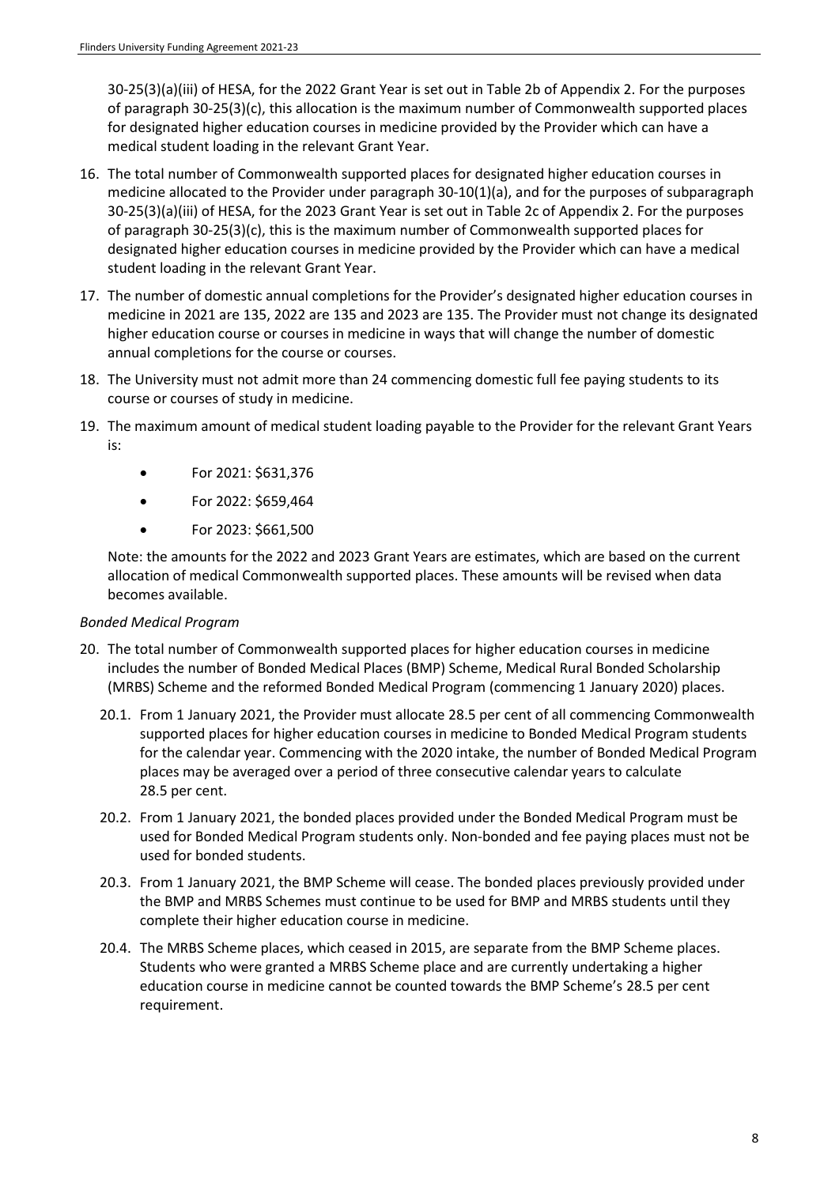30-25(3)(a)(iii) of HESA, for the 2022 Grant Year is set out in Table 2b of Appendix 2. For the purposes of paragraph 30-25(3)(c), this allocation is the maximum number of Commonwealth supported places for designated higher education courses in medicine provided by the Provider which can have a medical student loading in the relevant Grant Year.

16. The total number of Commonwealth supported places for designated higher education courses in medicine allocated to the Provider under paragraph 30-10(1)(a), and for the purposes of subparagraph 30-25(3)(a)(iii) of HESA, for the 2023 Grant Year is set out in Table 2c of Appendix 2. For the purposes of paragraph 30-25(3)(c), this is the maximum number of Commonwealth supported places for designated higher education courses in medicine provided by the Provider which can have a medical student loading in the relevant Grant Year.
17. The number of domestic annual completions for the Provider's designated higher education courses in medicine in 2021 are 135, 2022 are 135 and 2023 are 135. The Provider must not change its designated higher education course or courses in medicine in ways that will change the number of domestic annual completions for the course or courses.
18. The University must not admit more than 24 commencing domestic full fee paying students to its course or courses of study in medicine.
19. The maximum amount of medical student loading payable to the Provider for the relevant Grant Years is:
    - For 2021: $631,376
    - For 2022: $659,464
    - For 2023: $661,500

    Note: the amounts for the 2022 and 2023 Grant Years are estimates, which are based on the current allocation of medical Commonwealth supported places. These amounts will be revised when data becomes available.

*Bonded Medical Program*

20. The total number of Commonwealth supported places for higher education courses in medicine includes the number of Bonded Medical Places (BMP) Scheme, Medical Rural Bonded Scholarship (MRBS) Scheme and the reformed Bonded Medical Program (commencing 1 January 2020) places.
    - 20.1. From 1 January 2021, the Provider must allocate 28.5 per cent of all commencing Commonwealth supported places for higher education courses in medicine to Bonded Medical Program students for the calendar year. Commencing with the 2020 intake, the number of Bonded Medical Program places may be averaged over a period of three consecutive calendar years to calculate 28.5 per cent.
    - 20.2. From 1 January 2021, the bonded places provided under the Bonded Medical Program must be used for Bonded Medical Program students only. Non-bonded and fee paying places must not be used for bonded students.
    - 20.3. From 1 January 2021, the BMP Scheme will cease. The bonded places previously provided under the BMP and MRBS Schemes must continue to be used for BMP and MRBS students until they complete their higher education course in medicine.
    - 20.4. The MRBS Scheme places, which ceased in 2015, are separate from the BMP Scheme places. Students who were granted a MRBS Scheme place and are currently undertaking a higher education course in medicine cannot be counted towards the BMP Scheme's 28.5 per cent requirement.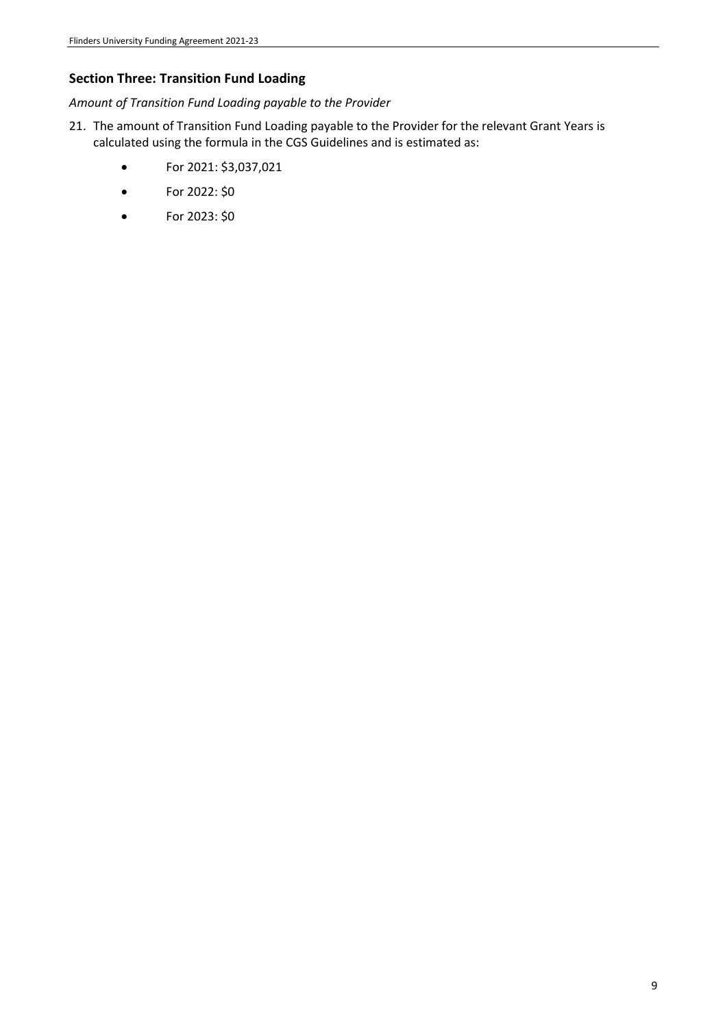## Section Three: Transition Fund Loading

*Amount of Transition Fund Loading payable to the Provider*

21. The amount of Transition Fund Loading payable to the Provider for the relevant Grant Years is calculated using the formula in the CGS Guidelines and is estimated as:

    - For 2021: $3,037,021
    - For 2022: $0
    - For 2023: $0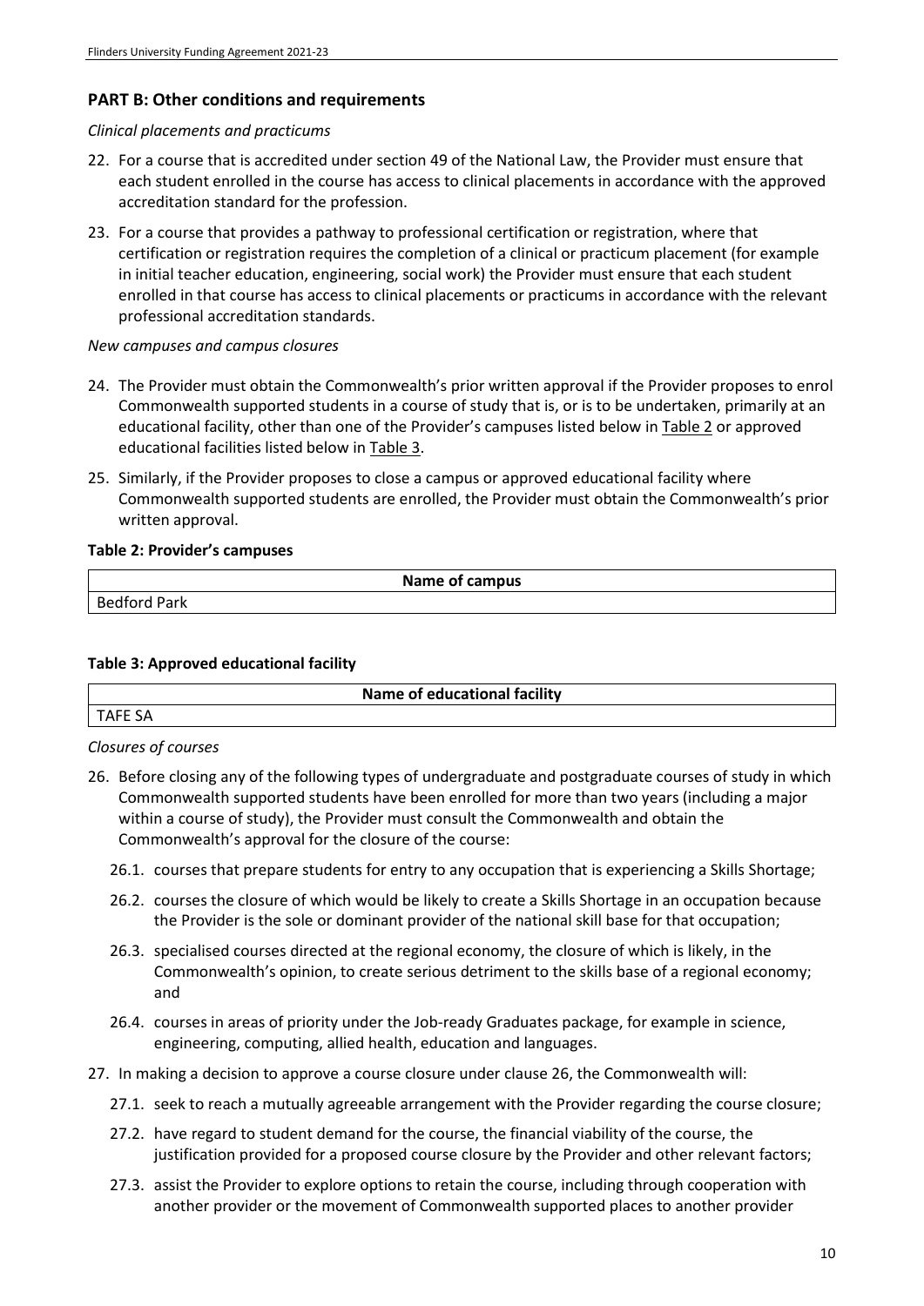## PART B: Other conditions and requirements

*Clinical placements and practicums*

22. For a course that is accredited under section 49 of the National Law, the Provider must ensure that each student enrolled in the course has access to clinical placements in accordance with the approved accreditation standard for the profession.

23. For a course that provides a pathway to professional certification or registration, where that certification or registration requires the completion of a clinical or practicum placement (for example in initial teacher education, engineering, social work) the Provider must ensure that each student enrolled in that course has access to clinical placements or practicums in accordance with the relevant professional accreditation standards.

*New campuses and campus closures*

24. The Provider must obtain the Commonwealth's prior written approval if the Provider proposes to enrol Commonwealth supported students in a course of study that is, or is to be undertaken, primarily at an educational facility, other than one of the Provider's campuses listed below in Table 2 or approved educational facilities listed below in Table 3.

25. Similarly, if the Provider proposes to close a campus or approved educational facility where Commonwealth supported students are enrolled, the Provider must obtain the Commonwealth's prior written approval.

**Table 2: Provider's campuses**

| Name of campus |
| --- |
| Bedford Park |

**Table 3: Approved educational facility**

| Name of educational facility |
| --- |
| TAFE SA |

*Closures of courses*

26. Before closing any of the following types of undergraduate and postgraduate courses of study in which Commonwealth supported students have been enrolled for more than two years (including a major within a course of study), the Provider must consult the Commonwealth and obtain the Commonwealth's approval for the closure of the course:

    26.1. courses that prepare students for entry to any occupation that is experiencing a Skills Shortage;

    26.2. courses the closure of which would be likely to create a Skills Shortage in an occupation because the Provider is the sole or dominant provider of the national skill base for that occupation;

    26.3. specialised courses directed at the regional economy, the closure of which is likely, in the Commonwealth's opinion, to create serious detriment to the skills base of a regional economy; and

    26.4. courses in areas of priority under the Job-ready Graduates package, for example in science, engineering, computing, allied health, education and languages.

27. In making a decision to approve a course closure under clause 26, the Commonwealth will:

    27.1. seek to reach a mutually agreeable arrangement with the Provider regarding the course closure;

    27.2. have regard to student demand for the course, the financial viability of the course, the justification provided for a proposed course closure by the Provider and other relevant factors;

    27.3. assist the Provider to explore options to retain the course, including through cooperation with another provider or the movement of Commonwealth supported places to another provider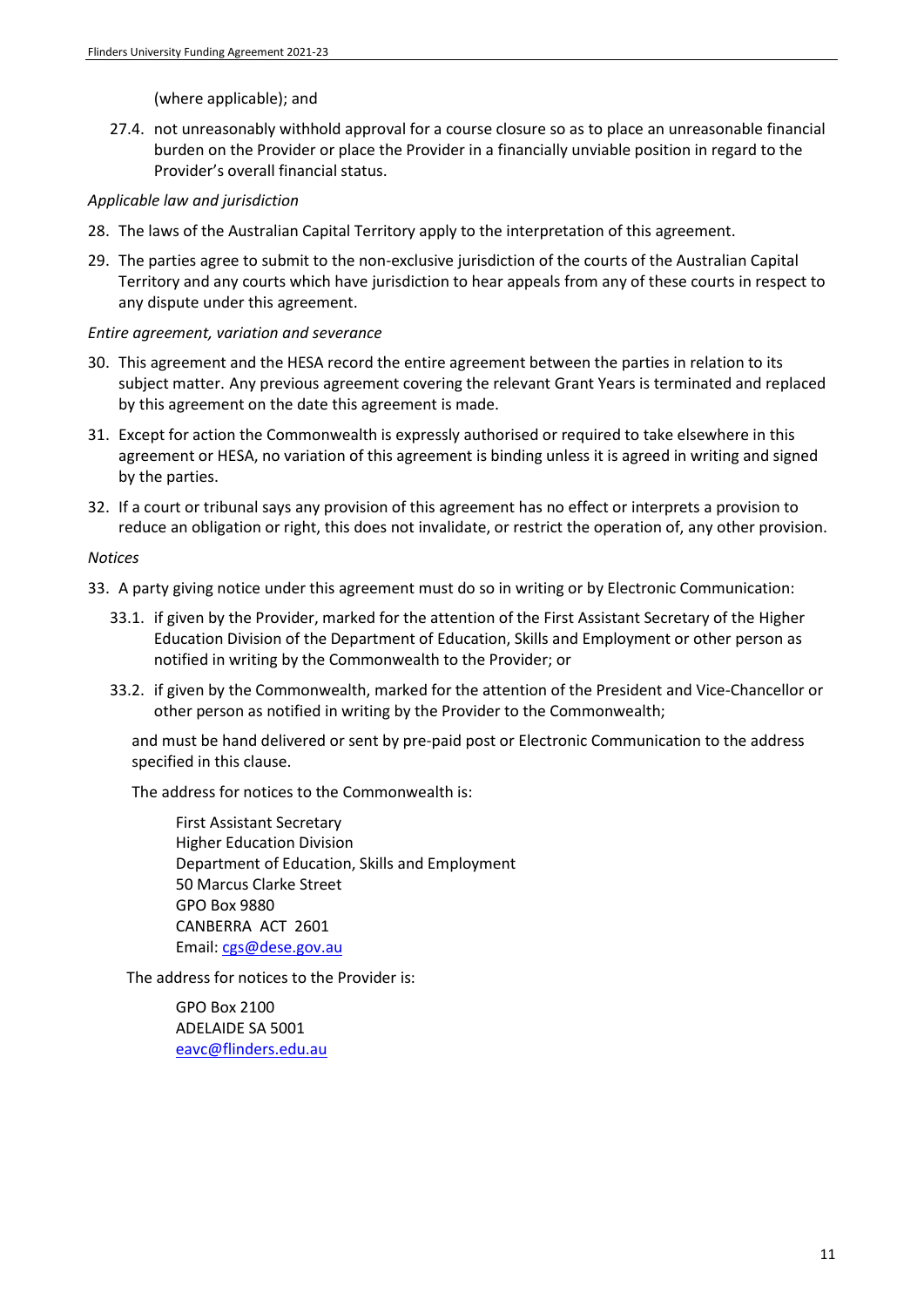(where applicable); and

27.4. not unreasonably withhold approval for a course closure so as to place an unreasonable financial burden on the Provider or place the Provider in a financially unviable position in regard to the Provider's overall financial status.

*Applicable law and jurisdiction*

28. The laws of the Australian Capital Territory apply to the interpretation of this agreement.

29. The parties agree to submit to the non-exclusive jurisdiction of the courts of the Australian Capital Territory and any courts which have jurisdiction to hear appeals from any of these courts in respect to any dispute under this agreement.

*Entire agreement, variation and severance*

30. This agreement and the HESA record the entire agreement between the parties in relation to its subject matter. Any previous agreement covering the relevant Grant Years is terminated and replaced by this agreement on the date this agreement is made.

31. Except for action the Commonwealth is expressly authorised or required to take elsewhere in this agreement or HESA, no variation of this agreement is binding unless it is agreed in writing and signed by the parties.

32. If a court or tribunal says any provision of this agreement has no effect or interprets a provision to reduce an obligation or right, this does not invalidate, or restrict the operation of, any other provision.

*Notices*

33. A party giving notice under this agreement must do so in writing or by Electronic Communication:

    33.1. if given by the Provider, marked for the attention of the First Assistant Secretary of the Higher Education Division of the Department of Education, Skills and Employment or other person as notified in writing by the Commonwealth to the Provider; or

    33.2. if given by the Commonwealth, marked for the attention of the President and Vice-Chancellor or other person as notified in writing by the Provider to the Commonwealth;

    and must be hand delivered or sent by pre-paid post or Electronic Communication to the address specified in this clause.

    The address for notices to the Commonwealth is:

    First Assistant Secretary
    Higher Education Division
    Department of Education, Skills and Employment
    50 Marcus Clarke Street
    GPO Box 9880
    CANBERRA ACT 2601
    Email: cgs@dese.gov.au

    The address for notices to the Provider is:

    GPO Box 2100
    ADELAIDE SA 5001
    eavc@flinders.edu.au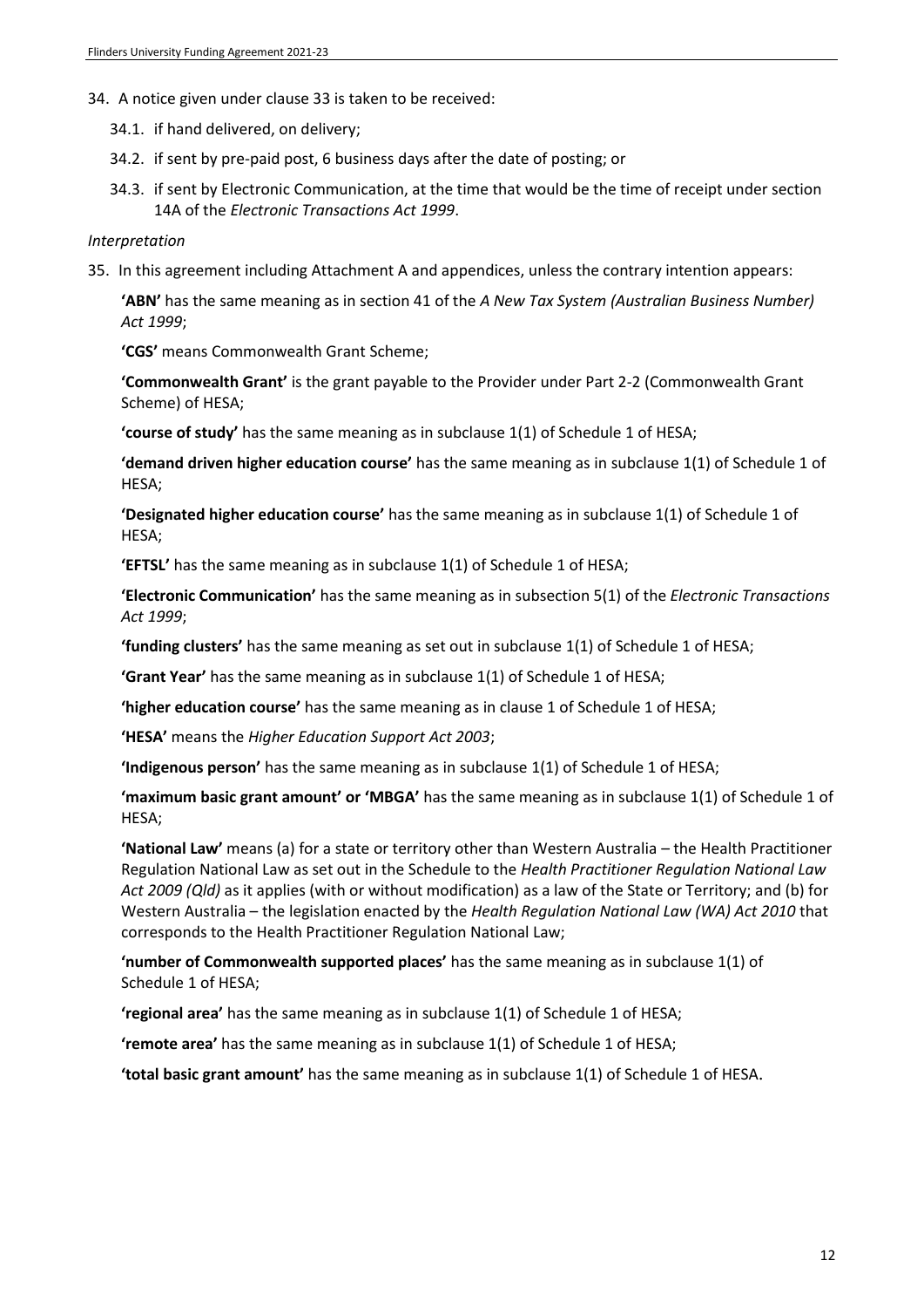34. A notice given under clause 33 is taken to be received:

    34.1. if hand delivered, on delivery;

    34.2. if sent by pre-paid post, 6 business days after the date of posting; or

    34.3. if sent by Electronic Communication, at the time that would be the time of receipt under section 14A of the *Electronic Transactions Act 1999*.

*Interpretation*

35. In this agreement including Attachment A and appendices, unless the contrary intention appears:

    **'ABN'** has the same meaning as in section 41 of the *A New Tax System (Australian Business Number) Act 1999*;

    **'CGS'** means Commonwealth Grant Scheme;

    **'Commonwealth Grant'** is the grant payable to the Provider under Part 2-2 (Commonwealth Grant Scheme) of HESA;

    **'course of study'** has the same meaning as in subclause 1(1) of Schedule 1 of HESA;

    **'demand driven higher education course'** has the same meaning as in subclause 1(1) of Schedule 1 of HESA;

    **'Designated higher education course'** has the same meaning as in subclause 1(1) of Schedule 1 of HESA;

    **'EFTSL'** has the same meaning as in subclause 1(1) of Schedule 1 of HESA;

    **'Electronic Communication'** has the same meaning as in subsection 5(1) of the *Electronic Transactions Act 1999*;

    **'funding clusters'** has the same meaning as set out in subclause 1(1) of Schedule 1 of HESA;

    **'Grant Year'** has the same meaning as in subclause 1(1) of Schedule 1 of HESA;

    **'higher education course'** has the same meaning as in clause 1 of Schedule 1 of HESA;

    **'HESA'** means the *Higher Education Support Act 2003*;

    **'Indigenous person'** has the same meaning as in subclause 1(1) of Schedule 1 of HESA;

    **'maximum basic grant amount' or 'MBGA'** has the same meaning as in subclause 1(1) of Schedule 1 of HESA;

    **'National Law'** means (a) for a state or territory other than Western Australia – the Health Practitioner Regulation National Law as set out in the Schedule to the *Health Practitioner Regulation National Law Act 2009 (Qld)* as it applies (with or without modification) as a law of the State or Territory; and (b) for Western Australia – the legislation enacted by the *Health Regulation National Law (WA) Act 2010* that corresponds to the Health Practitioner Regulation National Law;

    **'number of Commonwealth supported places'** has the same meaning as in subclause 1(1) of Schedule 1 of HESA;

    **'regional area'** has the same meaning as in subclause 1(1) of Schedule 1 of HESA;

    **'remote area'** has the same meaning as in subclause 1(1) of Schedule 1 of HESA;

    **'total basic grant amount'** has the same meaning as in subclause 1(1) of Schedule 1 of HESA.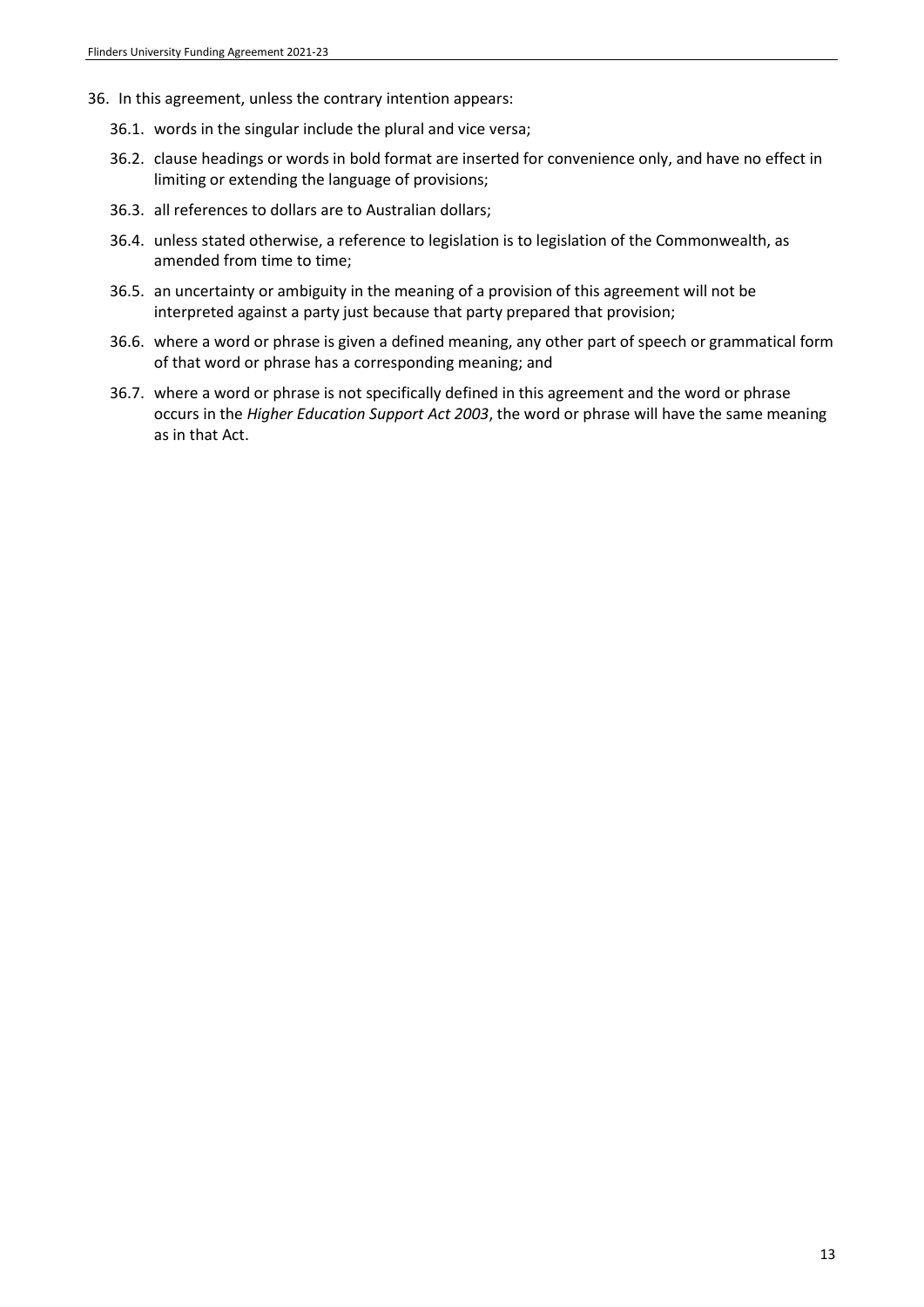36. In this agreement, unless the contrary intention appears:

    36.1. words in the singular include the plural and vice versa;

    36.2. clause headings or words in bold format are inserted for convenience only, and have no effect in limiting or extending the language of provisions;

    36.3. all references to dollars are to Australian dollars;

    36.4. unless stated otherwise, a reference to legislation is to legislation of the Commonwealth, as amended from time to time;

    36.5. an uncertainty or ambiguity in the meaning of a provision of this agreement will not be interpreted against a party just because that party prepared that provision;

    36.6. where a word or phrase is given a defined meaning, any other part of speech or grammatical form of that word or phrase has a corresponding meaning; and

    36.7. where a word or phrase is not specifically defined in this agreement and the word or phrase occurs in the *Higher Education Support Act 2003*, the word or phrase will have the same meaning as in that Act.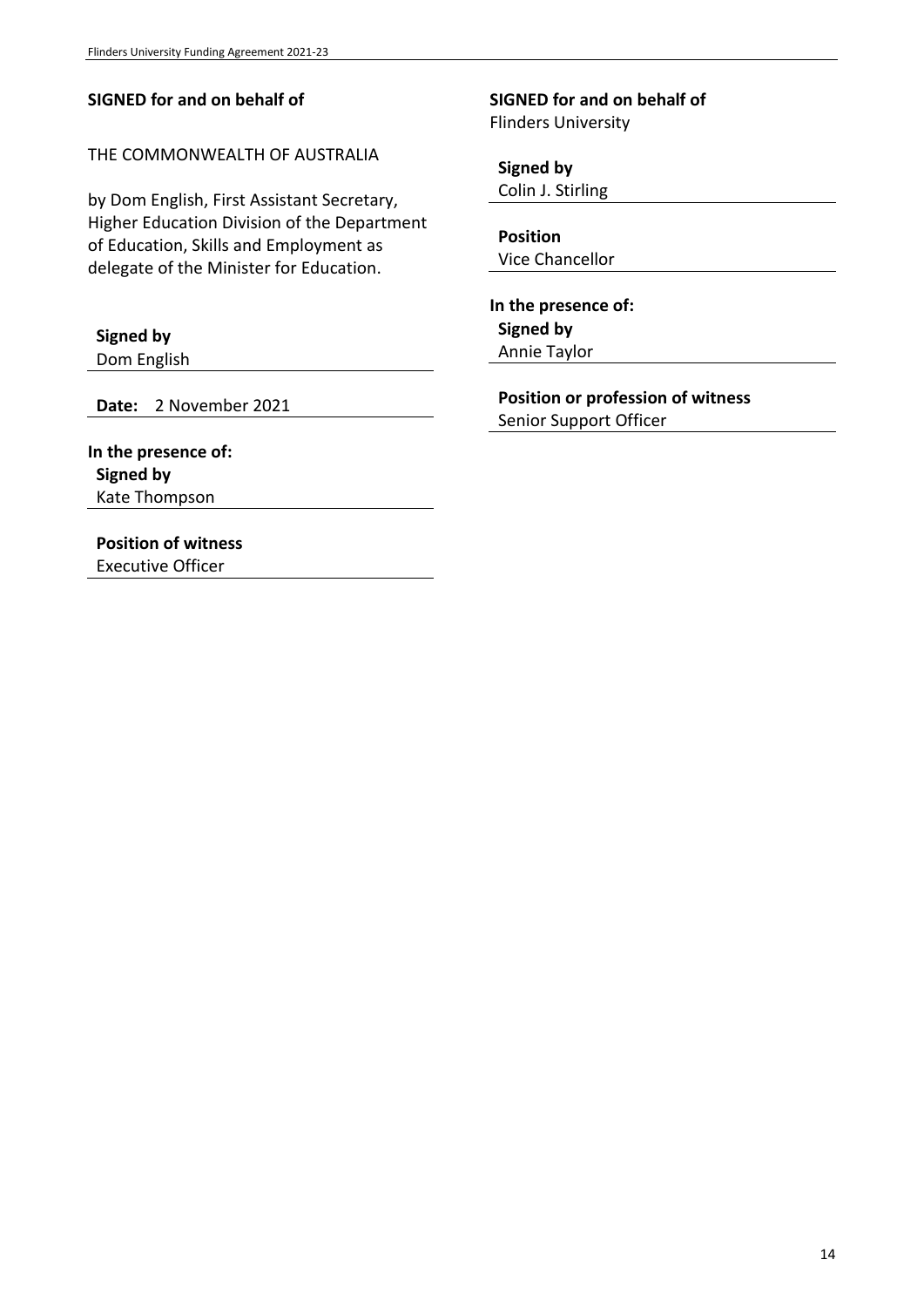**SIGNED for and on behalf of**

THE COMMONWEALTH OF AUSTRALIA

by Dom English, First Assistant Secretary, Higher Education Division of the Department of Education, Skills and Employment as delegate of the Minister for Education.

**Signed by**
Dom English

**Date:** 2 November 2021

**In the presence of:**
**Signed by**
Kate Thompson

**Position of witness**
Executive Officer

**SIGNED for and on behalf of**
Flinders University

**Signed by**
Colin J. Stirling

**Position**
Vice Chancellor

**In the presence of:**
**Signed by**
Annie Taylor

**Position or profession of witness**
Senior Support Officer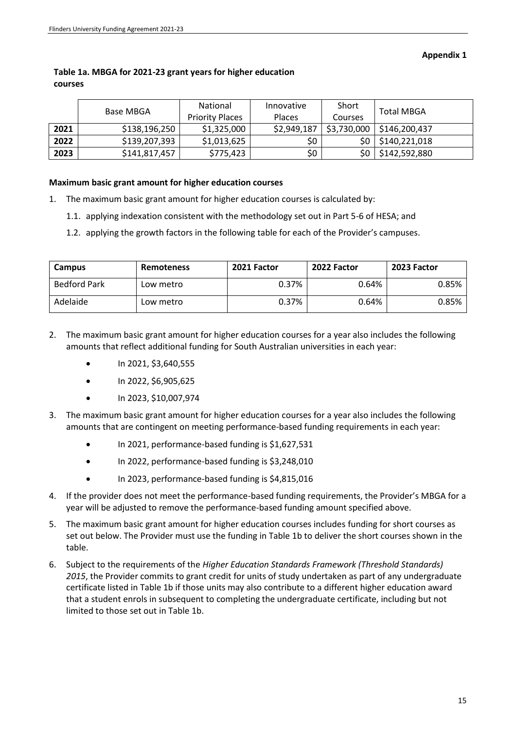**Appendix 1**

**Table 1a. MBGA for 2021-23 grant years for higher education courses**

| | Base MBGA | National Priority Places | Innovative Places | Short Courses | Total MBGA |
|---|---|---|---|---|---|
| **2021** | $138,196,250 | $1,325,000 | $2,949,187 | $3,730,000 | $146,200,437 |
| **2022** | $139,207,393 | $1,013,625 | $0 | $0 | $140,221,018 |
| **2023** | $141,817,457 | $775,423 | $0 | $0 | $142,592,880 |

**Maximum basic grant amount for higher education courses**

1. The maximum basic grant amount for higher education courses is calculated by:
   1.1. applying indexation consistent with the methodology set out in Part 5-6 of HESA; and
   1.2. applying the growth factors in the following table for each of the Provider's campuses.

| Campus | Remoteness | 2021 Factor | 2022 Factor | 2023 Factor |
|---|---|---|---|---|
| Bedford Park | Low metro | 0.37% | 0.64% | 0.85% |
| Adelaide | Low metro | 0.37% | 0.64% | 0.85% |

2. The maximum basic grant amount for higher education courses for a year also includes the following amounts that reflect additional funding for South Australian universities in each year:
   - In 2021, $3,640,555
   - In 2022, $6,905,625
   - In 2023, $10,007,974
3. The maximum basic grant amount for higher education courses for a year also includes the following amounts that are contingent on meeting performance-based funding requirements in each year:
   - In 2021, performance-based funding is $1,627,531
   - In 2022, performance-based funding is $3,248,010
   - In 2023, performance-based funding is $4,815,016
4. If the provider does not meet the performance-based funding requirements, the Provider's MBGA for a year will be adjusted to remove the performance-based funding amount specified above.
5. The maximum basic grant amount for higher education courses includes funding for short courses as set out below. The Provider must use the funding in Table 1b to deliver the short courses shown in the table.
6. Subject to the requirements of the *Higher Education Standards Framework (Threshold Standards) 2015*, the Provider commits to grant credit for units of study undertaken as part of any undergraduate certificate listed in Table 1b if those units may also contribute to a different higher education award that a student enrols in subsequent to completing the undergraduate certificate, including but not limited to those set out in Table 1b.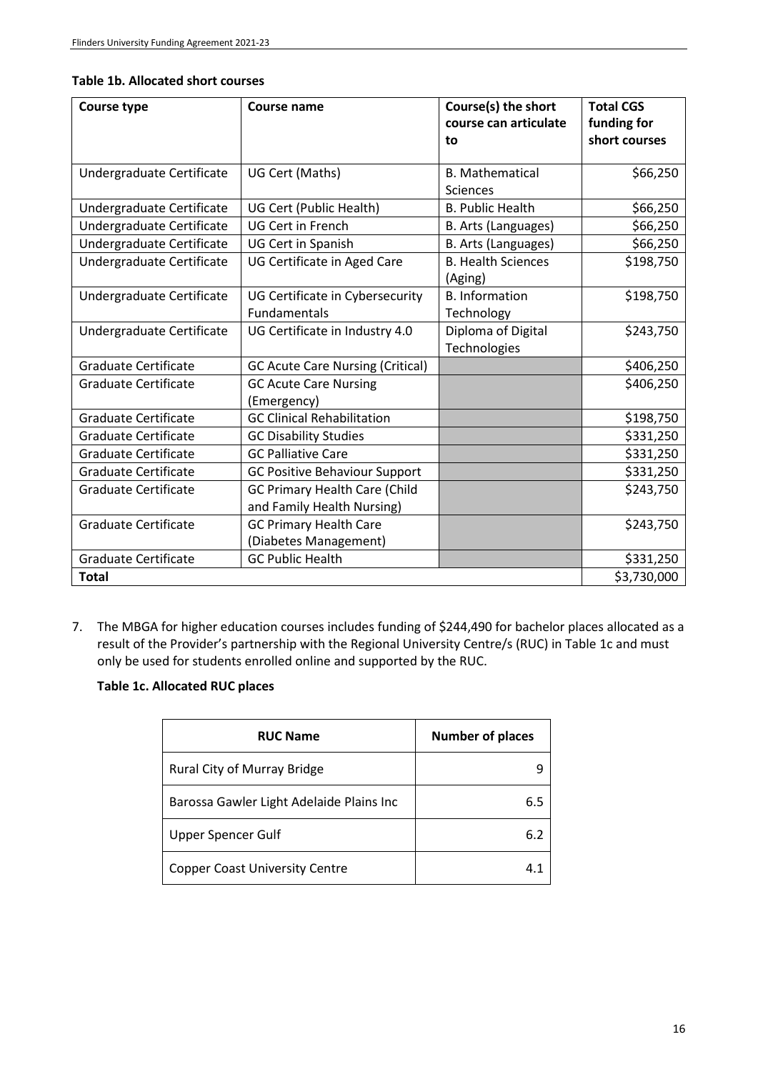**Table 1b. Allocated short courses**

| Course type | Course name | Course(s) the short course can articulate to | Total CGS funding for short courses |
|---|---|---|---|
| Undergraduate Certificate | UG Cert (Maths) | B. Mathematical Sciences | \$66,250 |
| Undergraduate Certificate | UG Cert (Public Health) | B. Public Health | \$66,250 |
| Undergraduate Certificate | UG Cert in French | B. Arts (Languages) | \$66,250 |
| Undergraduate Certificate | UG Cert in Spanish | B. Arts (Languages) | \$66,250 |
| Undergraduate Certificate | UG Certificate in Aged Care | B. Health Sciences (Aging) | \$198,750 |
| Undergraduate Certificate | UG Certificate in Cybersecurity Fundamentals | B. Information Technology | \$198,750 |
| Undergraduate Certificate | UG Certificate in Industry 4.0 | Diploma of Digital Technologies | \$243,750 |
| Graduate Certificate | GC Acute Care Nursing (Critical) | | \$406,250 |
| Graduate Certificate | GC Acute Care Nursing (Emergency) | | \$406,250 |
| Graduate Certificate | GC Clinical Rehabilitation | | \$198,750 |
| Graduate Certificate | GC Disability Studies | | \$331,250 |
| Graduate Certificate | GC Palliative Care | | \$331,250 |
| Graduate Certificate | GC Positive Behaviour Support | | \$331,250 |
| Graduate Certificate | GC Primary Health Care (Child and Family Health Nursing) | | \$243,750 |
| Graduate Certificate | GC Primary Health Care (Diabetes Management) | | \$243,750 |
| Graduate Certificate | GC Public Health | | \$331,250 |
| **Total** | | | \$3,730,000 |

7. The MBGA for higher education courses includes funding of \$244,490 for bachelor places allocated as a result of the Provider's partnership with the Regional University Centre/s (RUC) in Table 1c and must only be used for students enrolled online and supported by the RUC.

**Table 1c. Allocated RUC places**

| RUC Name | Number of places |
|---|---|
| Rural City of Murray Bridge | 9 |
| Barossa Gawler Light Adelaide Plains Inc | 6.5 |
| Upper Spencer Gulf | 6.2 |
| Copper Coast University Centre | 4.1 |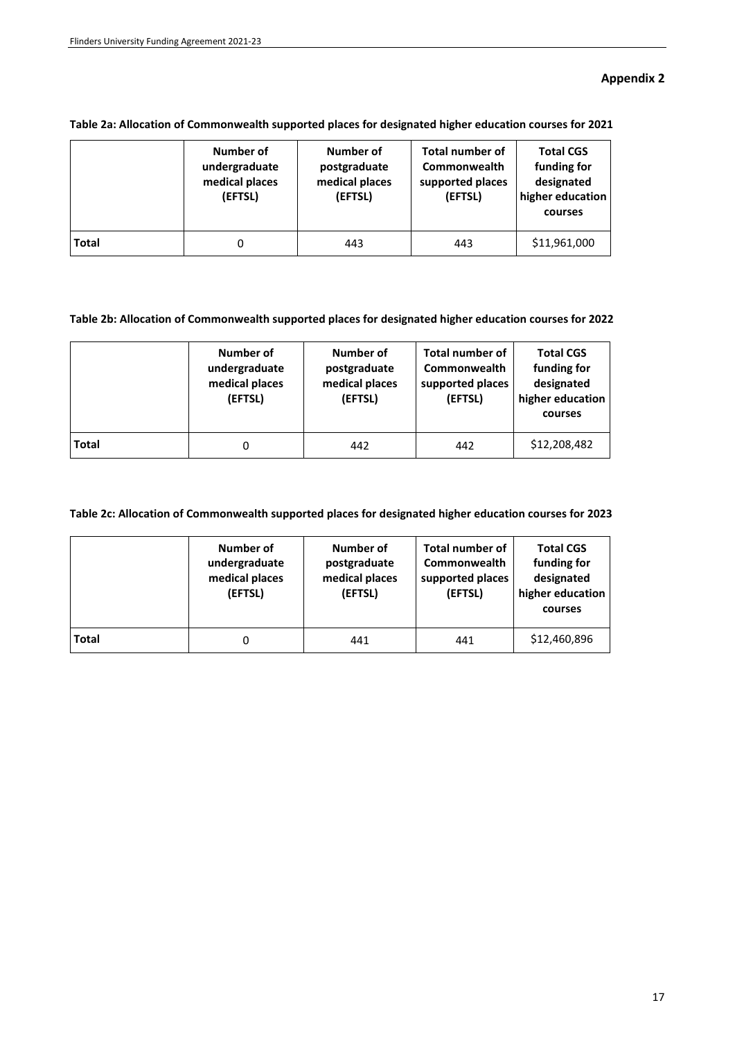**Appendix 2**

**Table 2a: Allocation of Commonwealth supported places for designated higher education courses for 2021**

| | Number of undergraduate medical places (EFTSL) | Number of postgraduate medical places (EFTSL) | Total number of Commonwealth supported places (EFTSL) | Total CGS funding for designated higher education courses |
|---|---|---|---|---|
| **Total** | 0 | 443 | 443 | $11,961,000 |

**Table 2b: Allocation of Commonwealth supported places for designated higher education courses for 2022**

| | Number of undergraduate medical places (EFTSL) | Number of postgraduate medical places (EFTSL) | Total number of Commonwealth supported places (EFTSL) | Total CGS funding for designated higher education courses |
|---|---|---|---|---|
| **Total** | 0 | 442 | 442 | $12,208,482 |

**Table 2c: Allocation of Commonwealth supported places for designated higher education courses for 2023**

| | Number of undergraduate medical places (EFTSL) | Number of postgraduate medical places (EFTSL) | Total number of Commonwealth supported places (EFTSL) | Total CGS funding for designated higher education courses |
|---|---|---|---|---|
| **Total** | 0 | 441 | 441 | $12,460,896 |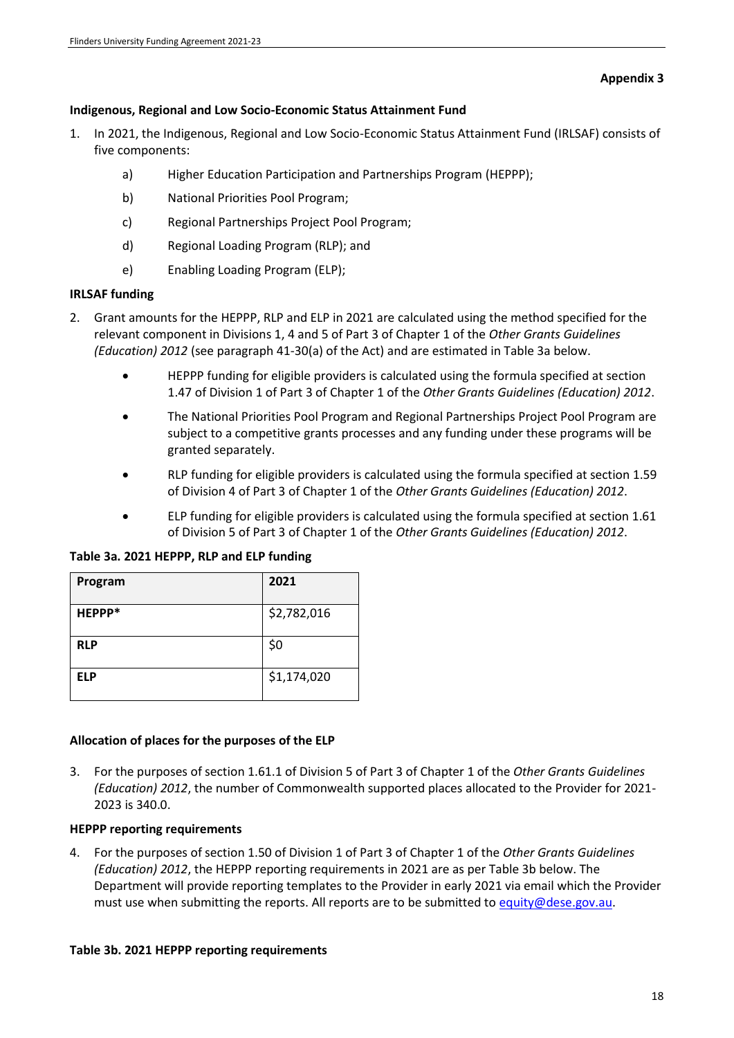**Appendix 3**

**Indigenous, Regional and Low Socio-Economic Status Attainment Fund**

1. In 2021, the Indigenous, Regional and Low Socio-Economic Status Attainment Fund (IRLSAF) consists of five components:

   a) Higher Education Participation and Partnerships Program (HEPPP);

   b) National Priorities Pool Program;

   c) Regional Partnerships Project Pool Program;

   d) Regional Loading Program (RLP); and

   e) Enabling Loading Program (ELP);

**IRLSAF funding**

2. Grant amounts for the HEPPP, RLP and ELP in 2021 are calculated using the method specified for the relevant component in Divisions 1, 4 and 5 of Part 3 of Chapter 1 of the *Other Grants Guidelines (Education) 2012* (see paragraph 41-30(a) of the Act) and are estimated in Table 3a below.

   - HEPPP funding for eligible providers is calculated using the formula specified at section 1.47 of Division 1 of Part 3 of Chapter 1 of the *Other Grants Guidelines (Education) 2012*.
   - The National Priorities Pool Program and Regional Partnerships Project Pool Program are subject to a competitive grants processes and any funding under these programs will be granted separately.
   - RLP funding for eligible providers is calculated using the formula specified at section 1.59 of Division 4 of Part 3 of Chapter 1 of the *Other Grants Guidelines (Education) 2012*.
   - ELP funding for eligible providers is calculated using the formula specified at section 1.61 of Division 5 of Part 3 of Chapter 1 of the *Other Grants Guidelines (Education) 2012*.

**Table 3a. 2021 HEPPP, RLP and ELP funding**

| Program | 2021 |
|---|---|
| **HEPPP*** | $2,782,016 |
| **RLP** | $0 |
| **ELP** | $1,174,020 |

**Allocation of places for the purposes of the ELP**

3. For the purposes of section 1.61.1 of Division 5 of Part 3 of Chapter 1 of the *Other Grants Guidelines (Education) 2012*, the number of Commonwealth supported places allocated to the Provider for 2021-2023 is 340.0.

**HEPPP reporting requirements**

4. For the purposes of section 1.50 of Division 1 of Part 3 of Chapter 1 of the *Other Grants Guidelines (Education) 2012*, the HEPPP reporting requirements in 2021 are as per Table 3b below. The Department will provide reporting templates to the Provider in early 2021 via email which the Provider must use when submitting the reports. All reports are to be submitted to equity@dese.gov.au.

**Table 3b. 2021 HEPPP reporting requirements**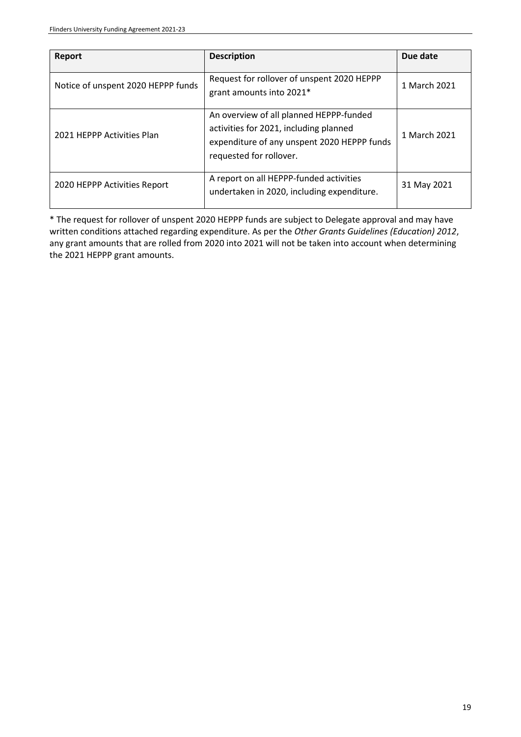| Report | Description | Due date |
|---|---|---|
| Notice of unspent 2020 HEPPP funds | Request for rollover of unspent 2020 HEPPP grant amounts into 2021* | 1 March 2021 |
| 2021 HEPPP Activities Plan | An overview of all planned HEPPP-funded activities for 2021, including planned expenditure of any unspent 2020 HEPPP funds requested for rollover. | 1 March 2021 |
| 2020 HEPPP Activities Report | A report on all HEPPP-funded activities undertaken in 2020, including expenditure. | 31 May 2021 |

* The request for rollover of unspent 2020 HEPPP funds are subject to Delegate approval and may have written conditions attached regarding expenditure. As per the *Other Grants Guidelines (Education) 2012*, any grant amounts that are rolled from 2020 into 2021 will not be taken into account when determining the 2021 HEPPP grant amounts.